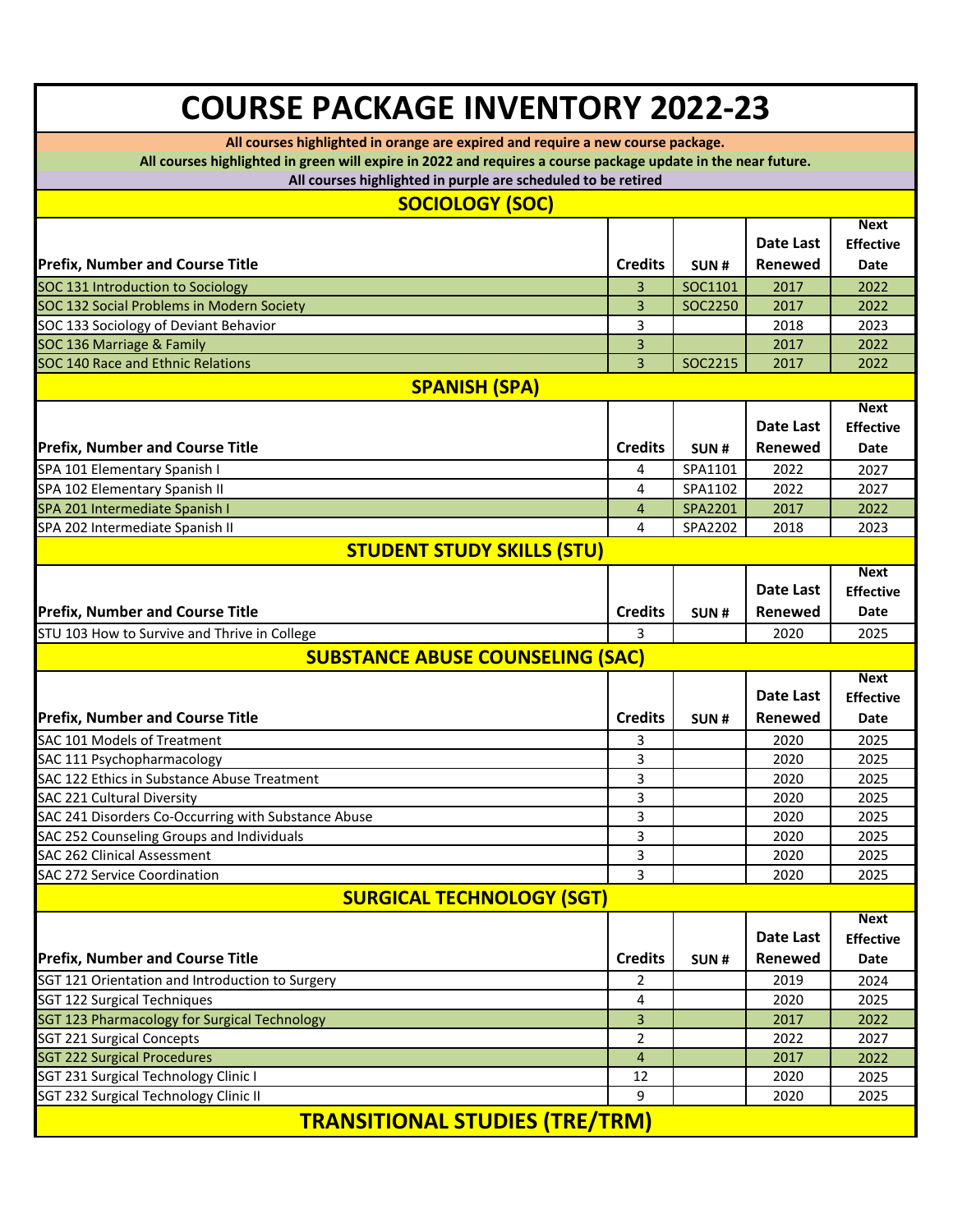# COURSE PACKAGE INVENTORY 2022-23

**All courses highlighted in orange are expired and require a new course package.**

**All courses highlighted in green will expire in 2022 and requires a course package update in the near future.**

**All courses highlighted in purple are scheduled to be retired**

## SOCIOLOGY (SOC)

| Prefix, Number and Course Title | Credits | SUN # | Date Last Renewed | Next Effective Date |
|---|---|---|---|---|
| SOC 131 Introduction to Sociology | 3 | SOC1101 | 2017 | 2022 |
| SOC 132 Social Problems in Modern Society | 3 | SOC2250 | 2017 | 2022 |
| SOC 133 Sociology of Deviant Behavior | 3 | | 2018 | 2023 |
| SOC 136 Marriage & Family | 3 | | 2017 | 2022 |
| SOC 140 Race and Ethnic Relations | 3 | SOC2215 | 2017 | 2022 |

## SPANISH (SPA)

| Prefix, Number and Course Title | Credits | SUN # | Date Last Renewed | Next Effective Date |
|---|---|---|---|---|
| SPA 101 Elementary Spanish I | 4 | SPA1101 | 2022 | 2027 |
| SPA 102 Elementary Spanish II | 4 | SPA1102 | 2022 | 2027 |
| SPA 201 Intermediate Spanish I | 4 | SPA2201 | 2017 | 2022 |
| SPA 202 Intermediate Spanish II | 4 | SPA2202 | 2018 | 2023 |

## STUDENT STUDY SKILLS (STU)

| Prefix, Number and Course Title | Credits | SUN # | Date Last Renewed | Next Effective Date |
|---|---|---|---|---|
| STU 103 How to Survive and Thrive in College | 3 | | 2020 | 2025 |

## SUBSTANCE ABUSE COUNSELING (SAC)

| Prefix, Number and Course Title | Credits | SUN # | Date Last Renewed | Next Effective Date |
|---|---|---|---|---|
| SAC 101 Models of Treatment | 3 | | 2020 | 2025 |
| SAC 111 Psychopharmacology | 3 | | 2020 | 2025 |
| SAC 122 Ethics in Substance Abuse Treatment | 3 | | 2020 | 2025 |
| SAC 221 Cultural Diversity | 3 | | 2020 | 2025 |
| SAC 241 Disorders Co-Occurring with Substance Abuse | 3 | | 2020 | 2025 |
| SAC 252 Counseling Groups and Individuals | 3 | | 2020 | 2025 |
| SAC 262 Clinical Assessment | 3 | | 2020 | 2025 |
| SAC 272 Service Coordination | 3 | | 2020 | 2025 |

## SURGICAL TECHNOLOGY (SGT)

| Prefix, Number and Course Title | Credits | SUN # | Date Last Renewed | Next Effective Date |
|---|---|---|---|---|
| SGT 121 Orientation and Introduction to Surgery | 2 | | 2019 | 2024 |
| SGT 122 Surgical Techniques | 4 | | 2020 | 2025 |
| SGT 123 Pharmacology for Surgical Technology | 3 | | 2017 | 2022 |
| SGT 221 Surgical Concepts | 2 | | 2022 | 2027 |
| SGT 222 Surgical Procedures | 4 | | 2017 | 2022 |
| SGT 231 Surgical Technology Clinic I | 12 | | 2020 | 2025 |
| SGT 232 Surgical Technology Clinic II | 9 | | 2020 | 2025 |

## TRANSITIONAL STUDIES (TRE/TRM)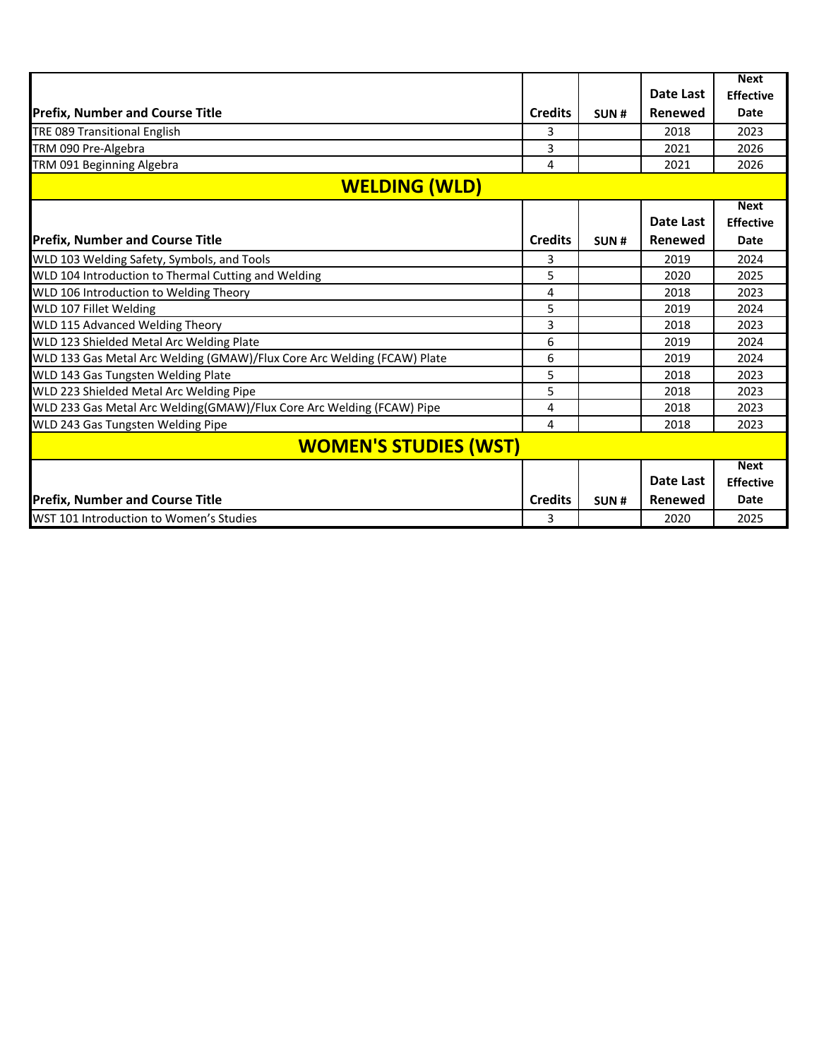| Prefix, Number and Course Title | Credits | SUN # | Date Last Renewed | Next Effective Date |
|---|---|---|---|---|
| TRE 089 Transitional English | 3 | | 2018 | 2023 |
| TRM 090 Pre-Algebra | 3 | | 2021 | 2026 |
| TRM 091 Beginning Algebra | 4 | | 2021 | 2026 |

## WELDING (WLD)

| Prefix, Number and Course Title | Credits | SUN # | Date Last Renewed | Next Effective Date |
|---|---|---|---|---|
| WLD 103 Welding Safety, Symbols, and Tools | 3 | | 2019 | 2024 |
| WLD 104 Introduction to Thermal Cutting and Welding | 5 | | 2020 | 2025 |
| WLD 106 Introduction to Welding Theory | 4 | | 2018 | 2023 |
| WLD 107 Fillet Welding | 5 | | 2019 | 2024 |
| WLD 115 Advanced Welding Theory | 3 | | 2018 | 2023 |
| WLD 123 Shielded Metal Arc Welding Plate | 6 | | 2019 | 2024 |
| WLD 133 Gas Metal Arc Welding (GMAW)/Flux Core Arc Welding (FCAW) Plate | 6 | | 2019 | 2024 |
| WLD 143 Gas Tungsten Welding Plate | 5 | | 2018 | 2023 |
| WLD 223 Shielded Metal Arc Welding Pipe | 5 | | 2018 | 2023 |
| WLD 233 Gas Metal Arc Welding(GMAW)/Flux Core Arc Welding (FCAW) Pipe | 4 | | 2018 | 2023 |
| WLD 243 Gas Tungsten Welding Pipe | 4 | | 2018 | 2023 |

## WOMEN'S STUDIES (WST)

| Prefix, Number and Course Title | Credits | SUN # | Date Last Renewed | Next Effective Date |
|---|---|---|---|---|
| WST 101 Introduction to Women's Studies | 3 | | 2020 | 2025 |